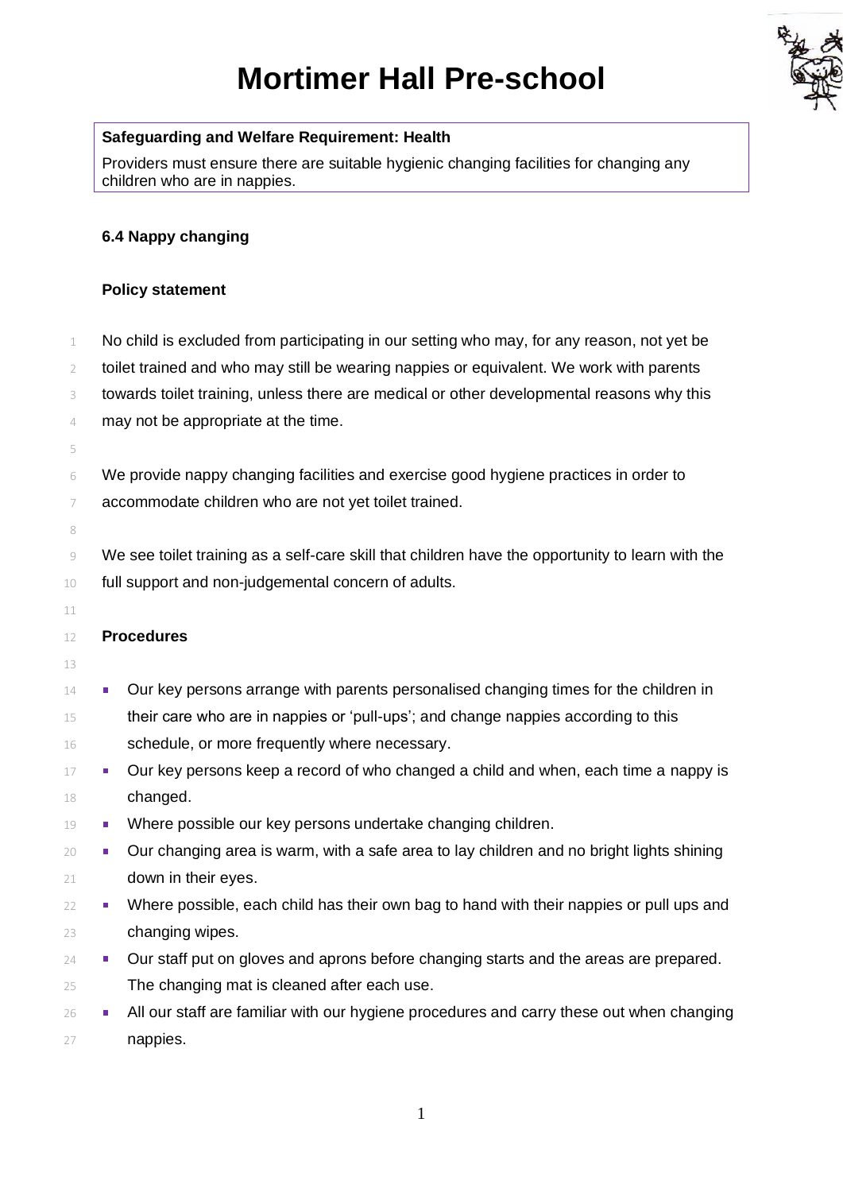# Mortimer Hall Pre-school

**Safeguarding and Welfare Requirement: Health**

Providers must ensure there are suitable hygienic changing facilities for changing any children who are in nappies.

**6.4 Nappy changing**

**Policy statement**

No child is excluded from participating in our setting who may, for any reason, not yet be toilet trained and who may still be wearing nappies or equivalent. We work with parents towards toilet training, unless there are medical or other developmental reasons why this may not be appropriate at the time.

We provide nappy changing facilities and exercise good hygiene practices in order to accommodate children who are not yet toilet trained.

We see toilet training as a self-care skill that children have the opportunity to learn with the full support and non-judgemental concern of adults.

**Procedures**

- Our key persons arrange with parents personalised changing times for the children in their care who are in nappies or 'pull-ups'; and change nappies according to this schedule, or more frequently where necessary.
- Our key persons keep a record of who changed a child and when, each time a nappy is changed.
- Where possible our key persons undertake changing children.
- Our changing area is warm, with a safe area to lay children and no bright lights shining down in their eyes.
- Where possible, each child has their own bag to hand with their nappies or pull ups and changing wipes.
- Our staff put on gloves and aprons before changing starts and the areas are prepared. The changing mat is cleaned after each use.
- All our staff are familiar with our hygiene procedures and carry these out when changing nappies.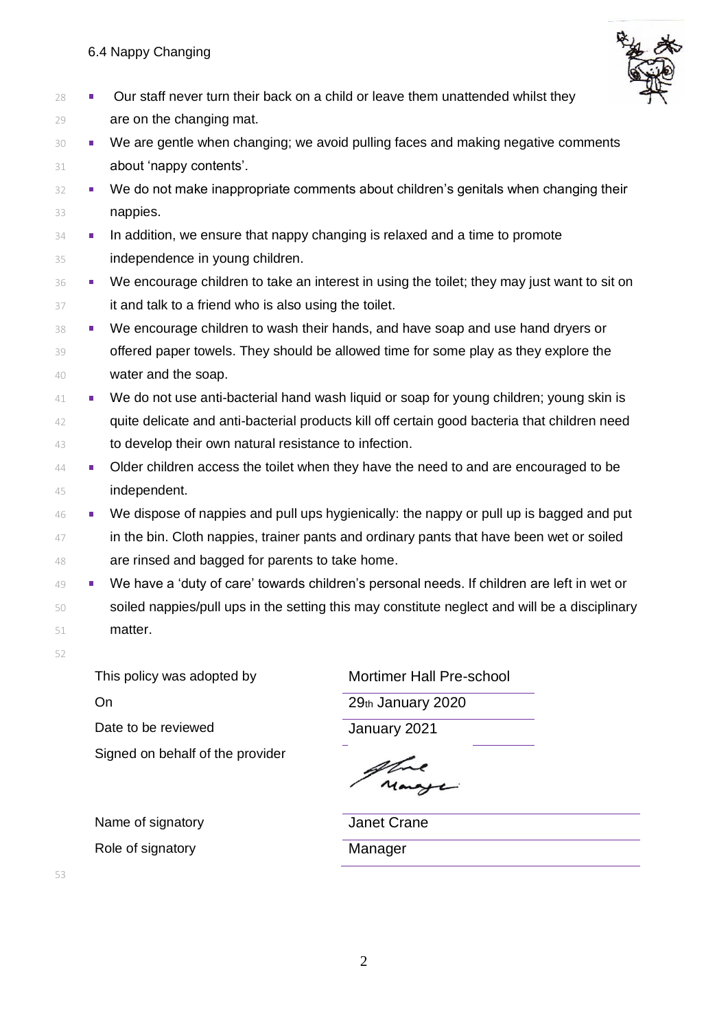6.4 Nappy Changing

- Our staff never turn their back on a child or leave them unattended whilst they are on the changing mat.
- We are gentle when changing; we avoid pulling faces and making negative comments about 'nappy contents'.
- We do not make inappropriate comments about children's genitals when changing their nappies.
- In addition, we ensure that nappy changing is relaxed and a time to promote independence in young children.
- We encourage children to take an interest in using the toilet; they may just want to sit on it and talk to a friend who is also using the toilet.
- We encourage children to wash their hands, and have soap and use hand dryers or offered paper towels. They should be allowed time for some play as they explore the water and the soap.
- We do not use anti-bacterial hand wash liquid or soap for young children; young skin is quite delicate and anti-bacterial products kill off certain good bacteria that children need to develop their own natural resistance to infection.
- Older children access the toilet when they have the need to and are encouraged to be independent.
- We dispose of nappies and pull ups hygienically: the nappy or pull up is bagged and put in the bin. Cloth nappies, trainer pants and ordinary pants that have been wet or soiled are rinsed and bagged for parents to take home.
- We have a 'duty of care' towards children's personal needs. If children are left in wet or soiled nappies/pull ups in the setting this may constitute neglect and will be a disciplinary matter.

| | |
|---|---|
| This policy was adopted by | Mortimer Hall Pre-school |
| On | 29th January 2020 |
| Date to be reviewed | January 2021 |
| Signed on behalf of the provider | |
| Name of signatory | Janet Crane |
| Role of signatory | Manager |